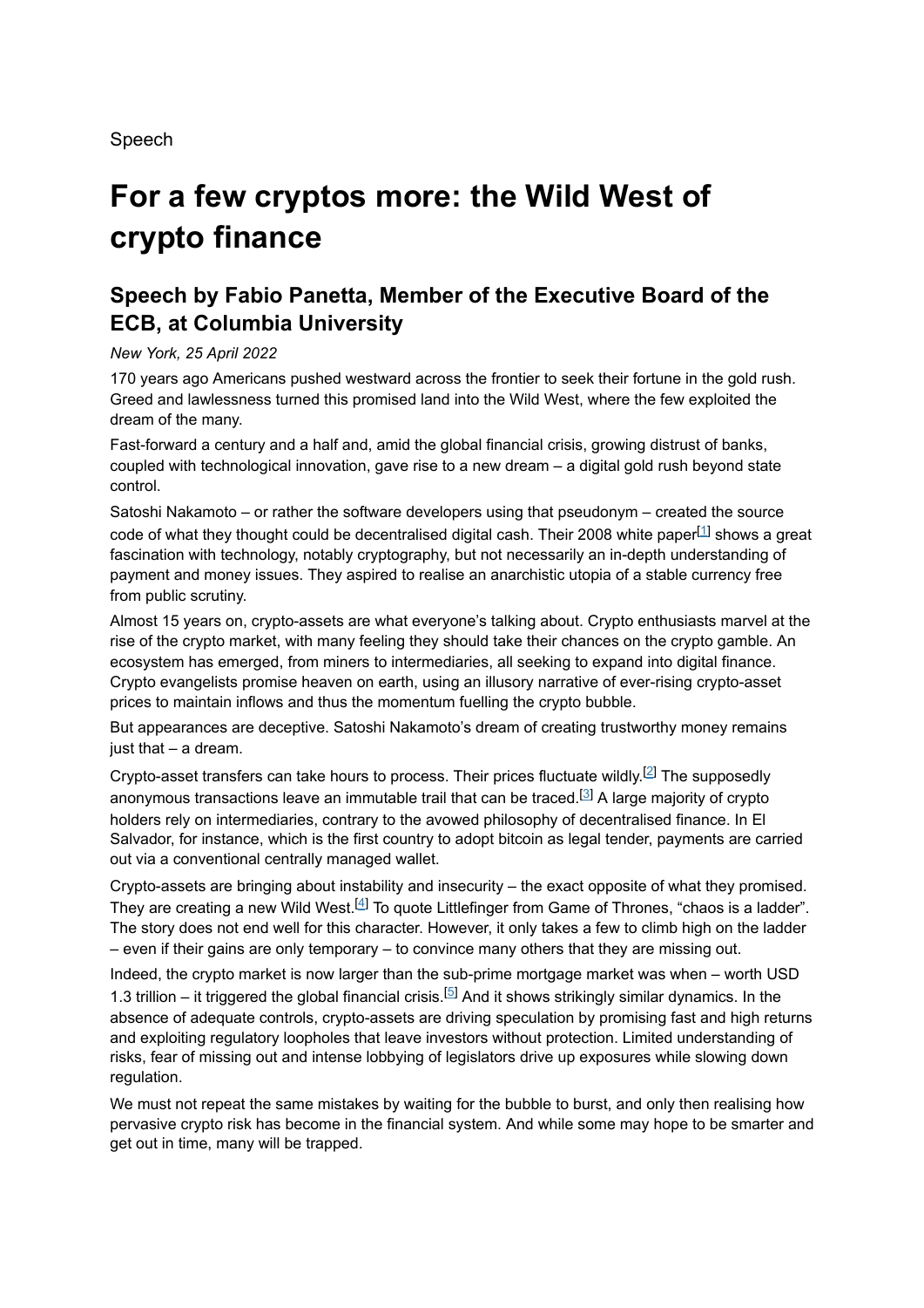Speech

# For a few cryptos more: the Wild West of crypto finance

## Speech by Fabio Panetta, Member of the Executive Board of the ECB, at Columbia University

*New York, 25 April 2022*

170 years ago Americans pushed westward across the frontier to seek their fortune in the gold rush. Greed and lawlessness turned this promised land into the Wild West, where the few exploited the dream of the many.

Fast-forward a century and a half and, amid the global financial crisis, growing distrust of banks, coupled with technological innovation, gave rise to a new dream – a digital gold rush beyond state control.

Satoshi Nakamoto – or rather the software developers using that pseudonym – created the source code of what they thought could be decentralised digital cash. Their 2008 white paper[1] shows a great fascination with technology, notably cryptography, but not necessarily an in-depth understanding of payment and money issues. They aspired to realise an anarchistic utopia of a stable currency free from public scrutiny.

Almost 15 years on, crypto-assets are what everyone's talking about. Crypto enthusiasts marvel at the rise of the crypto market, with many feeling they should take their chances on the crypto gamble. An ecosystem has emerged, from miners to intermediaries, all seeking to expand into digital finance. Crypto evangelists promise heaven on earth, using an illusory narrative of ever-rising crypto-asset prices to maintain inflows and thus the momentum fuelling the crypto bubble.

But appearances are deceptive. Satoshi Nakamoto's dream of creating trustworthy money remains just that – a dream.

Crypto-asset transfers can take hours to process. Their prices fluctuate wildly.[2] The supposedly anonymous transactions leave an immutable trail that can be traced.[3] A large majority of crypto holders rely on intermediaries, contrary to the avowed philosophy of decentralised finance. In El Salvador, for instance, which is the first country to adopt bitcoin as legal tender, payments are carried out via a conventional centrally managed wallet.

Crypto-assets are bringing about instability and insecurity – the exact opposite of what they promised. They are creating a new Wild West.[4] To quote Littlefinger from Game of Thrones, "chaos is a ladder". The story does not end well for this character. However, it only takes a few to climb high on the ladder – even if their gains are only temporary – to convince many others that they are missing out.

Indeed, the crypto market is now larger than the sub-prime mortgage market was when – worth USD 1.3 trillion – it triggered the global financial crisis.[5] And it shows strikingly similar dynamics. In the absence of adequate controls, crypto-assets are driving speculation by promising fast and high returns and exploiting regulatory loopholes that leave investors without protection. Limited understanding of risks, fear of missing out and intense lobbying of legislators drive up exposures while slowing down regulation.

We must not repeat the same mistakes by waiting for the bubble to burst, and only then realising how pervasive crypto risk has become in the financial system. And while some may hope to be smarter and get out in time, many will be trapped.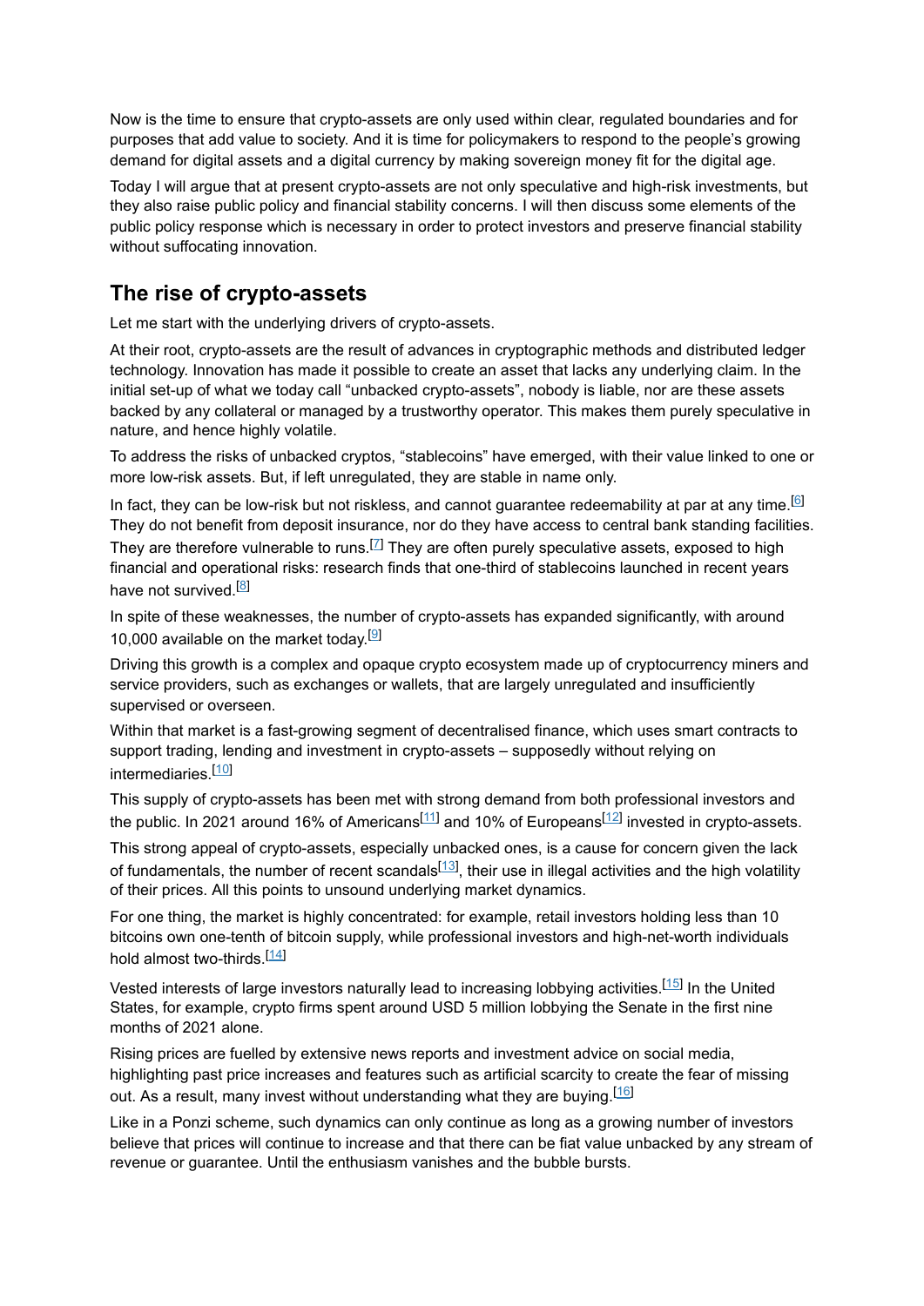Now is the time to ensure that crypto-assets are only used within clear, regulated boundaries and for purposes that add value to society. And it is time for policymakers to respond to the people's growing demand for digital assets and a digital currency by making sovereign money fit for the digital age.

Today I will argue that at present crypto-assets are not only speculative and high-risk investments, but they also raise public policy and financial stability concerns. I will then discuss some elements of the public policy response which is necessary in order to protect investors and preserve financial stability without suffocating innovation.

## The rise of crypto-assets

Let me start with the underlying drivers of crypto-assets.

At their root, crypto-assets are the result of advances in cryptographic methods and distributed ledger technology. Innovation has made it possible to create an asset that lacks any underlying claim. In the initial set-up of what we today call "unbacked crypto-assets", nobody is liable, nor are these assets backed by any collateral or managed by a trustworthy operator. This makes them purely speculative in nature, and hence highly volatile.

To address the risks of unbacked cryptos, "stablecoins" have emerged, with their value linked to one or more low-risk assets. But, if left unregulated, they are stable in name only.

In fact, they can be low-risk but not riskless, and cannot guarantee redeemability at par at any time.[6] They do not benefit from deposit insurance, nor do they have access to central bank standing facilities. They are therefore vulnerable to runs.[7] They are often purely speculative assets, exposed to high financial and operational risks: research finds that one-third of stablecoins launched in recent years have not survived.[8]

In spite of these weaknesses, the number of crypto-assets has expanded significantly, with around 10,000 available on the market today.[9]

Driving this growth is a complex and opaque crypto ecosystem made up of cryptocurrency miners and service providers, such as exchanges or wallets, that are largely unregulated and insufficiently supervised or overseen.

Within that market is a fast-growing segment of decentralised finance, which uses smart contracts to support trading, lending and investment in crypto-assets – supposedly without relying on intermediaries.[10]

This supply of crypto-assets has been met with strong demand from both professional investors and the public. In 2021 around 16% of Americans[11] and 10% of Europeans[12] invested in crypto-assets.

This strong appeal of crypto-assets, especially unbacked ones, is a cause for concern given the lack of fundamentals, the number of recent scandals[13], their use in illegal activities and the high volatility of their prices. All this points to unsound underlying market dynamics.

For one thing, the market is highly concentrated: for example, retail investors holding less than 10 bitcoins own one-tenth of bitcoin supply, while professional investors and high-net-worth individuals hold almost two-thirds.[14]

Vested interests of large investors naturally lead to increasing lobbying activities.[15] In the United States, for example, crypto firms spent around USD 5 million lobbying the Senate in the first nine months of 2021 alone.

Rising prices are fuelled by extensive news reports and investment advice on social media, highlighting past price increases and features such as artificial scarcity to create the fear of missing out. As a result, many invest without understanding what they are buying.[16]

Like in a Ponzi scheme, such dynamics can only continue as long as a growing number of investors believe that prices will continue to increase and that there can be fiat value unbacked by any stream of revenue or guarantee. Until the enthusiasm vanishes and the bubble bursts.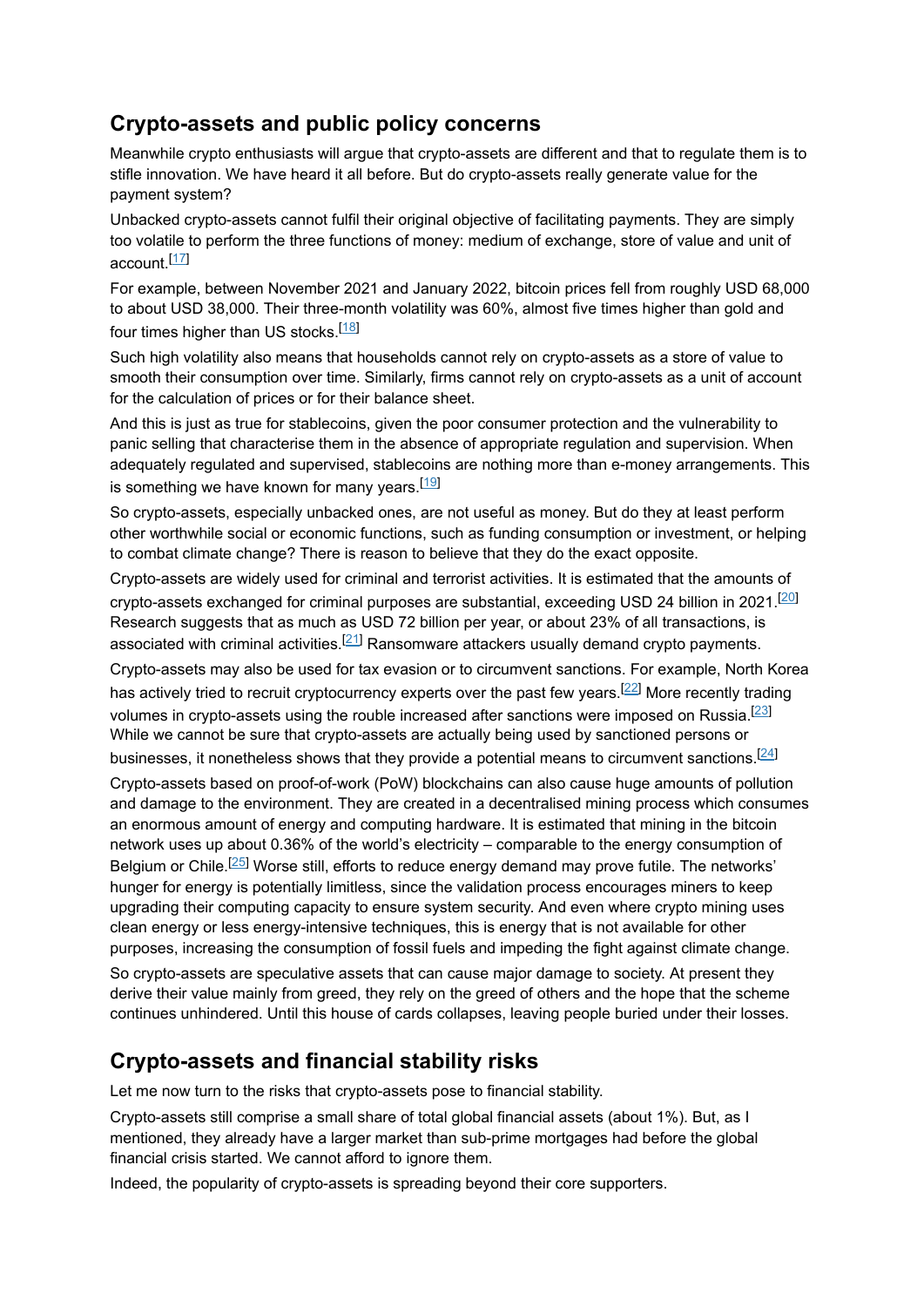## Crypto-assets and public policy concerns

Meanwhile crypto enthusiasts will argue that crypto-assets are different and that to regulate them is to stifle innovation. We have heard it all before. But do crypto-assets really generate value for the payment system?

Unbacked crypto-assets cannot fulfil their original objective of facilitating payments. They are simply too volatile to perform the three functions of money: medium of exchange, store of value and unit of account.[17]

For example, between November 2021 and January 2022, bitcoin prices fell from roughly USD 68,000 to about USD 38,000. Their three-month volatility was 60%, almost five times higher than gold and four times higher than US stocks.[18]

Such high volatility also means that households cannot rely on crypto-assets as a store of value to smooth their consumption over time. Similarly, firms cannot rely on crypto-assets as a unit of account for the calculation of prices or for their balance sheet.

And this is just as true for stablecoins, given the poor consumer protection and the vulnerability to panic selling that characterise them in the absence of appropriate regulation and supervision. When adequately regulated and supervised, stablecoins are nothing more than e-money arrangements. This is something we have known for many years.[19]

So crypto-assets, especially unbacked ones, are not useful as money. But do they at least perform other worthwhile social or economic functions, such as funding consumption or investment, or helping to combat climate change? There is reason to believe that they do the exact opposite.

Crypto-assets are widely used for criminal and terrorist activities. It is estimated that the amounts of crypto-assets exchanged for criminal purposes are substantial, exceeding USD 24 billion in 2021.[20] Research suggests that as much as USD 72 billion per year, or about 23% of all transactions, is associated with criminal activities.[21] Ransomware attackers usually demand crypto payments.

Crypto-assets may also be used for tax evasion or to circumvent sanctions. For example, North Korea has actively tried to recruit cryptocurrency experts over the past few years.[22] More recently trading volumes in crypto-assets using the rouble increased after sanctions were imposed on Russia.[23] While we cannot be sure that crypto-assets are actually being used by sanctioned persons or businesses, it nonetheless shows that they provide a potential means to circumvent sanctions.[24]

Crypto-assets based on proof-of-work (PoW) blockchains can also cause huge amounts of pollution and damage to the environment. They are created in a decentralised mining process which consumes an enormous amount of energy and computing hardware. It is estimated that mining in the bitcoin network uses up about 0.36% of the world's electricity – comparable to the energy consumption of Belgium or Chile.[25] Worse still, efforts to reduce energy demand may prove futile. The networks' hunger for energy is potentially limitless, since the validation process encourages miners to keep upgrading their computing capacity to ensure system security. And even where crypto mining uses clean energy or less energy-intensive techniques, this is energy that is not available for other purposes, increasing the consumption of fossil fuels and impeding the fight against climate change.

So crypto-assets are speculative assets that can cause major damage to society. At present they derive their value mainly from greed, they rely on the greed of others and the hope that the scheme continues unhindered. Until this house of cards collapses, leaving people buried under their losses.

## Crypto-assets and financial stability risks

Let me now turn to the risks that crypto-assets pose to financial stability.

Crypto-assets still comprise a small share of total global financial assets (about 1%). But, as I mentioned, they already have a larger market than sub-prime mortgages had before the global financial crisis started. We cannot afford to ignore them.

Indeed, the popularity of crypto-assets is spreading beyond their core supporters.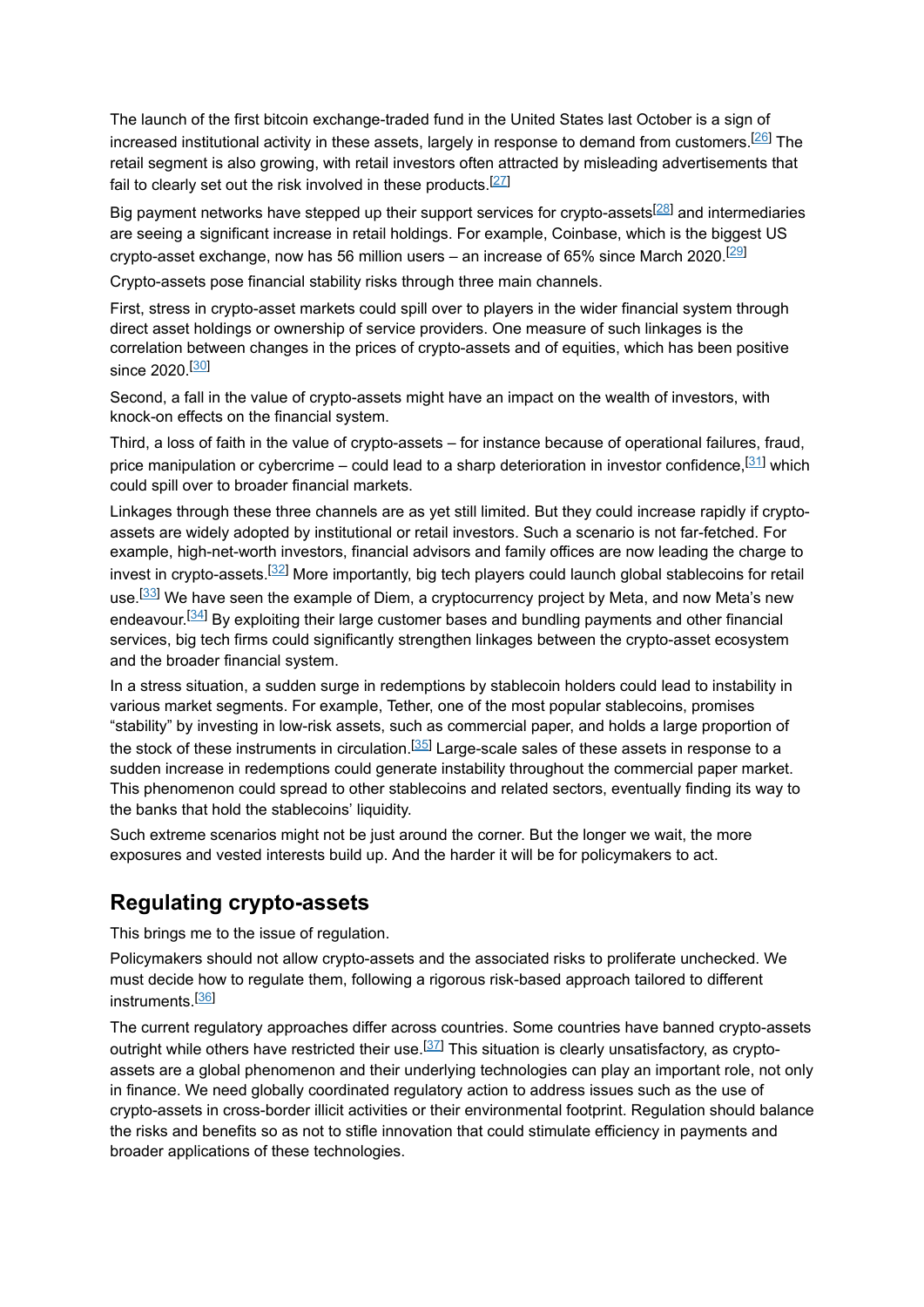The launch of the first bitcoin exchange-traded fund in the United States last October is a sign of increased institutional activity in these assets, largely in response to demand from customers.[26] The retail segment is also growing, with retail investors often attracted by misleading advertisements that fail to clearly set out the risk involved in these products.[27]

Big payment networks have stepped up their support services for crypto-assets[28] and intermediaries are seeing a significant increase in retail holdings. For example, Coinbase, which is the biggest US crypto-asset exchange, now has 56 million users – an increase of 65% since March 2020.[29]

Crypto-assets pose financial stability risks through three main channels.

First, stress in crypto-asset markets could spill over to players in the wider financial system through direct asset holdings or ownership of service providers. One measure of such linkages is the correlation between changes in the prices of crypto-assets and of equities, which has been positive since 2020.[30]

Second, a fall in the value of crypto-assets might have an impact on the wealth of investors, with knock-on effects on the financial system.

Third, a loss of faith in the value of crypto-assets – for instance because of operational failures, fraud, price manipulation or cybercrime – could lead to a sharp deterioration in investor confidence,[31] which could spill over to broader financial markets.

Linkages through these three channels are as yet still limited. But they could increase rapidly if crypto-assets are widely adopted by institutional or retail investors. Such a scenario is not far-fetched. For example, high-net-worth investors, financial advisors and family offices are now leading the charge to invest in crypto-assets.[32] More importantly, big tech players could launch global stablecoins for retail use.[33] We have seen the example of Diem, a cryptocurrency project by Meta, and now Meta's new endeavour.[34] By exploiting their large customer bases and bundling payments and other financial services, big tech firms could significantly strengthen linkages between the crypto-asset ecosystem and the broader financial system.

In a stress situation, a sudden surge in redemptions by stablecoin holders could lead to instability in various market segments. For example, Tether, one of the most popular stablecoins, promises "stability" by investing in low-risk assets, such as commercial paper, and holds a large proportion of the stock of these instruments in circulation.[35] Large-scale sales of these assets in response to a sudden increase in redemptions could generate instability throughout the commercial paper market. This phenomenon could spread to other stablecoins and related sectors, eventually finding its way to the banks that hold the stablecoins' liquidity.

Such extreme scenarios might not be just around the corner. But the longer we wait, the more exposures and vested interests build up. And the harder it will be for policymakers to act.

## Regulating crypto-assets

This brings me to the issue of regulation.

Policymakers should not allow crypto-assets and the associated risks to proliferate unchecked. We must decide how to regulate them, following a rigorous risk-based approach tailored to different instruments.[36]

The current regulatory approaches differ across countries. Some countries have banned crypto-assets outright while others have restricted their use.[37] This situation is clearly unsatisfactory, as crypto-assets are a global phenomenon and their underlying technologies can play an important role, not only in finance. We need globally coordinated regulatory action to address issues such as the use of crypto-assets in cross-border illicit activities or their environmental footprint. Regulation should balance the risks and benefits so as not to stifle innovation that could stimulate efficiency in payments and broader applications of these technologies.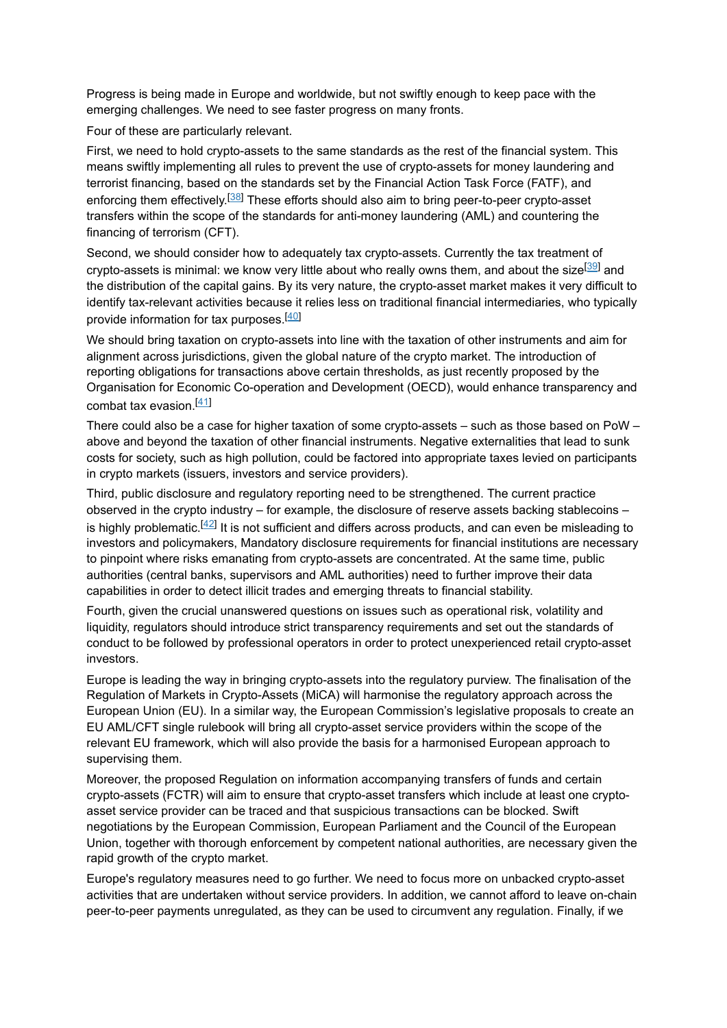Progress is being made in Europe and worldwide, but not swiftly enough to keep pace with the emerging challenges. We need to see faster progress on many fronts.

Four of these are particularly relevant.

First, we need to hold crypto-assets to the same standards as the rest of the financial system. This means swiftly implementing all rules to prevent the use of crypto-assets for money laundering and terrorist financing, based on the standards set by the Financial Action Task Force (FATF), and enforcing them effectively.[38] These efforts should also aim to bring peer-to-peer crypto-asset transfers within the scope of the standards for anti-money laundering (AML) and countering the financing of terrorism (CFT).

Second, we should consider how to adequately tax crypto-assets. Currently the tax treatment of crypto-assets is minimal: we know very little about who really owns them, and about the size[39] and the distribution of the capital gains. By its very nature, the crypto-asset market makes it very difficult to identify tax-relevant activities because it relies less on traditional financial intermediaries, who typically provide information for tax purposes.[40]

We should bring taxation on crypto-assets into line with the taxation of other instruments and aim for alignment across jurisdictions, given the global nature of the crypto market. The introduction of reporting obligations for transactions above certain thresholds, as just recently proposed by the Organisation for Economic Co-operation and Development (OECD), would enhance transparency and combat tax evasion.[41]

There could also be a case for higher taxation of some crypto-assets – such as those based on PoW – above and beyond the taxation of other financial instruments. Negative externalities that lead to sunk costs for society, such as high pollution, could be factored into appropriate taxes levied on participants in crypto markets (issuers, investors and service providers).

Third, public disclosure and regulatory reporting need to be strengthened. The current practice observed in the crypto industry – for example, the disclosure of reserve assets backing stablecoins – is highly problematic.[42] It is not sufficient and differs across products, and can even be misleading to investors and policymakers, Mandatory disclosure requirements for financial institutions are necessary to pinpoint where risks emanating from crypto-assets are concentrated. At the same time, public authorities (central banks, supervisors and AML authorities) need to further improve their data capabilities in order to detect illicit trades and emerging threats to financial stability.

Fourth, given the crucial unanswered questions on issues such as operational risk, volatility and liquidity, regulators should introduce strict transparency requirements and set out the standards of conduct to be followed by professional operators in order to protect unexperienced retail crypto-asset investors.

Europe is leading the way in bringing crypto-assets into the regulatory purview. The finalisation of the Regulation of Markets in Crypto-Assets (MiCA) will harmonise the regulatory approach across the European Union (EU). In a similar way, the European Commission's legislative proposals to create an EU AML/CFT single rulebook will bring all crypto-asset service providers within the scope of the relevant EU framework, which will also provide the basis for a harmonised European approach to supervising them.

Moreover, the proposed Regulation on information accompanying transfers of funds and certain crypto-assets (FCTR) will aim to ensure that crypto-asset transfers which include at least one crypto-asset service provider can be traced and that suspicious transactions can be blocked. Swift negotiations by the European Commission, European Parliament and the Council of the European Union, together with thorough enforcement by competent national authorities, are necessary given the rapid growth of the crypto market.

Europe's regulatory measures need to go further. We need to focus more on unbacked crypto-asset activities that are undertaken without service providers. In addition, we cannot afford to leave on-chain peer-to-peer payments unregulated, as they can be used to circumvent any regulation. Finally, if we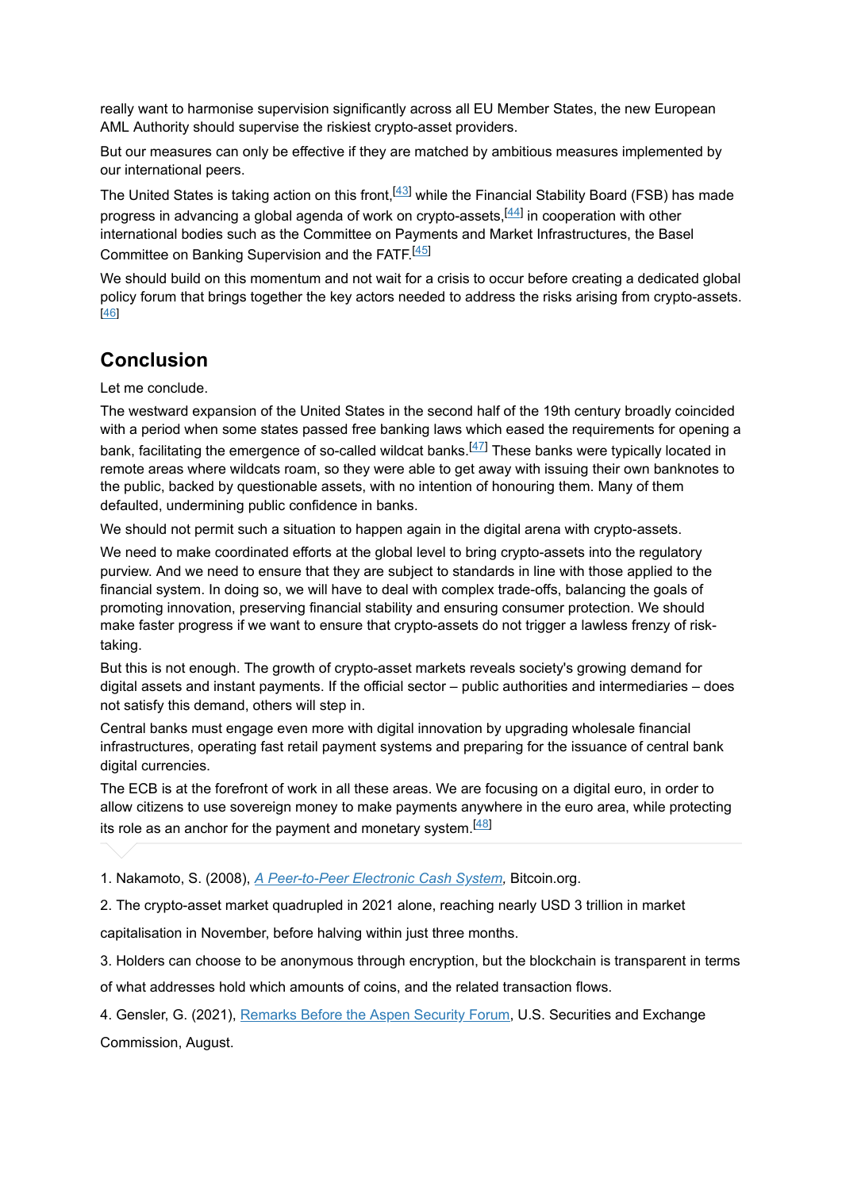really want to harmonise supervision significantly across all EU Member States, the new European AML Authority should supervise the riskiest crypto-asset providers.

But our measures can only be effective if they are matched by ambitious measures implemented by our international peers.

The United States is taking action on this front,[43] while the Financial Stability Board (FSB) has made progress in advancing a global agenda of work on crypto-assets,[44] in cooperation with other international bodies such as the Committee on Payments and Market Infrastructures, the Basel Committee on Banking Supervision and the FATF.[45]

We should build on this momentum and not wait for a crisis to occur before creating a dedicated global policy forum that brings together the key actors needed to address the risks arising from crypto-assets.[46]

## Conclusion

Let me conclude.

The westward expansion of the United States in the second half of the 19th century broadly coincided with a period when some states passed free banking laws which eased the requirements for opening a bank, facilitating the emergence of so-called wildcat banks.[47] These banks were typically located in remote areas where wildcats roam, so they were able to get away with issuing their own banknotes to the public, backed by questionable assets, with no intention of honouring them. Many of them defaulted, undermining public confidence in banks.

We should not permit such a situation to happen again in the digital arena with crypto-assets.

We need to make coordinated efforts at the global level to bring crypto-assets into the regulatory purview. And we need to ensure that they are subject to standards in line with those applied to the financial system. In doing so, we will have to deal with complex trade-offs, balancing the goals of promoting innovation, preserving financial stability and ensuring consumer protection. We should make faster progress if we want to ensure that crypto-assets do not trigger a lawless frenzy of risk-taking.

But this is not enough. The growth of crypto-asset markets reveals society's growing demand for digital assets and instant payments. If the official sector – public authorities and intermediaries – does not satisfy this demand, others will step in.

Central banks must engage even more with digital innovation by upgrading wholesale financial infrastructures, operating fast retail payment systems and preparing for the issuance of central bank digital currencies.

The ECB is at the forefront of work in all these areas. We are focusing on a digital euro, in order to allow citizens to use sovereign money to make payments anywhere in the euro area, while protecting its role as an anchor for the payment and monetary system.[48]

---

1. Nakamoto, S. (2008), *A Peer-to-Peer Electronic Cash System,* Bitcoin.org.

2. The crypto-asset market quadrupled in 2021 alone, reaching nearly USD 3 trillion in market capitalisation in November, before halving within just three months.

3. Holders can choose to be anonymous through encryption, but the blockchain is transparent in terms of what addresses hold which amounts of coins, and the related transaction flows.

4. Gensler, G. (2021), Remarks Before the Aspen Security Forum, U.S. Securities and Exchange Commission, August.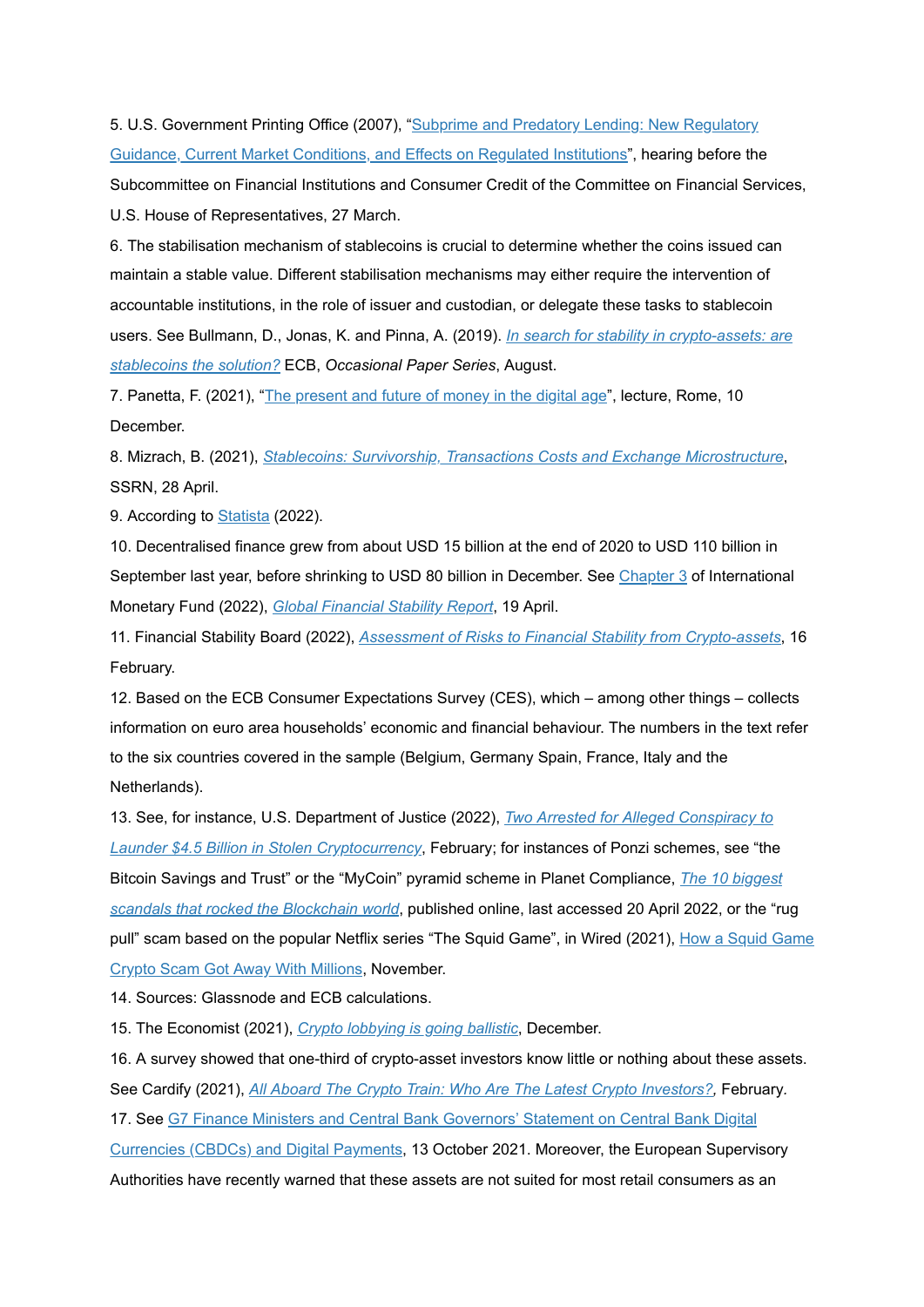5. U.S. Government Printing Office (2007), "Subprime and Predatory Lending: New Regulatory Guidance, Current Market Conditions, and Effects on Regulated Institutions", hearing before the Subcommittee on Financial Institutions and Consumer Credit of the Committee on Financial Services, U.S. House of Representatives, 27 March.

6. The stabilisation mechanism of stablecoins is crucial to determine whether the coins issued can maintain a stable value. Different stabilisation mechanisms may either require the intervention of accountable institutions, in the role of issuer and custodian, or delegate these tasks to stablecoin users. See Bullmann, D., Jonas, K. and Pinna, A. (2019). *In search for stability in crypto-assets: are stablecoins the solution?* ECB, *Occasional Paper Series*, August.

7. Panetta, F. (2021), "The present and future of money in the digital age", lecture, Rome, 10 December.

8. Mizrach, B. (2021), *Stablecoins: Survivorship, Transactions Costs and Exchange Microstructure*, SSRN, 28 April.

9. According to Statista (2022).

10. Decentralised finance grew from about USD 15 billion at the end of 2020 to USD 110 billion in September last year, before shrinking to USD 80 billion in December. See Chapter 3 of International Monetary Fund (2022), *Global Financial Stability Report*, 19 April.

11. Financial Stability Board (2022), *Assessment of Risks to Financial Stability from Crypto-assets*, 16 February.

12. Based on the ECB Consumer Expectations Survey (CES), which – among other things – collects information on euro area households' economic and financial behaviour. The numbers in the text refer to the six countries covered in the sample (Belgium, Germany Spain, France, Italy and the Netherlands).

13. See, for instance, U.S. Department of Justice (2022), *Two Arrested for Alleged Conspiracy to Launder $4.5 Billion in Stolen Cryptocurrency*, February; for instances of Ponzi schemes, see "the Bitcoin Savings and Trust" or the "MyCoin" pyramid scheme in Planet Compliance, *The 10 biggest scandals that rocked the Blockchain world*, published online, last accessed 20 April 2022, or the "rug pull" scam based on the popular Netflix series "The Squid Game", in Wired (2021), How a Squid Game Crypto Scam Got Away With Millions, November.

14. Sources: Glassnode and ECB calculations.

15. The Economist (2021), *Crypto lobbying is going ballistic*, December.

16. A survey showed that one-third of crypto-asset investors know little or nothing about these assets. See Cardify (2021), *All Aboard The Crypto Train: Who Are The Latest Crypto Investors?*, February.

17. See G7 Finance Ministers and Central Bank Governors' Statement on Central Bank Digital Currencies (CBDCs) and Digital Payments, 13 October 2021. Moreover, the European Supervisory Authorities have recently warned that these assets are not suited for most retail consumers as an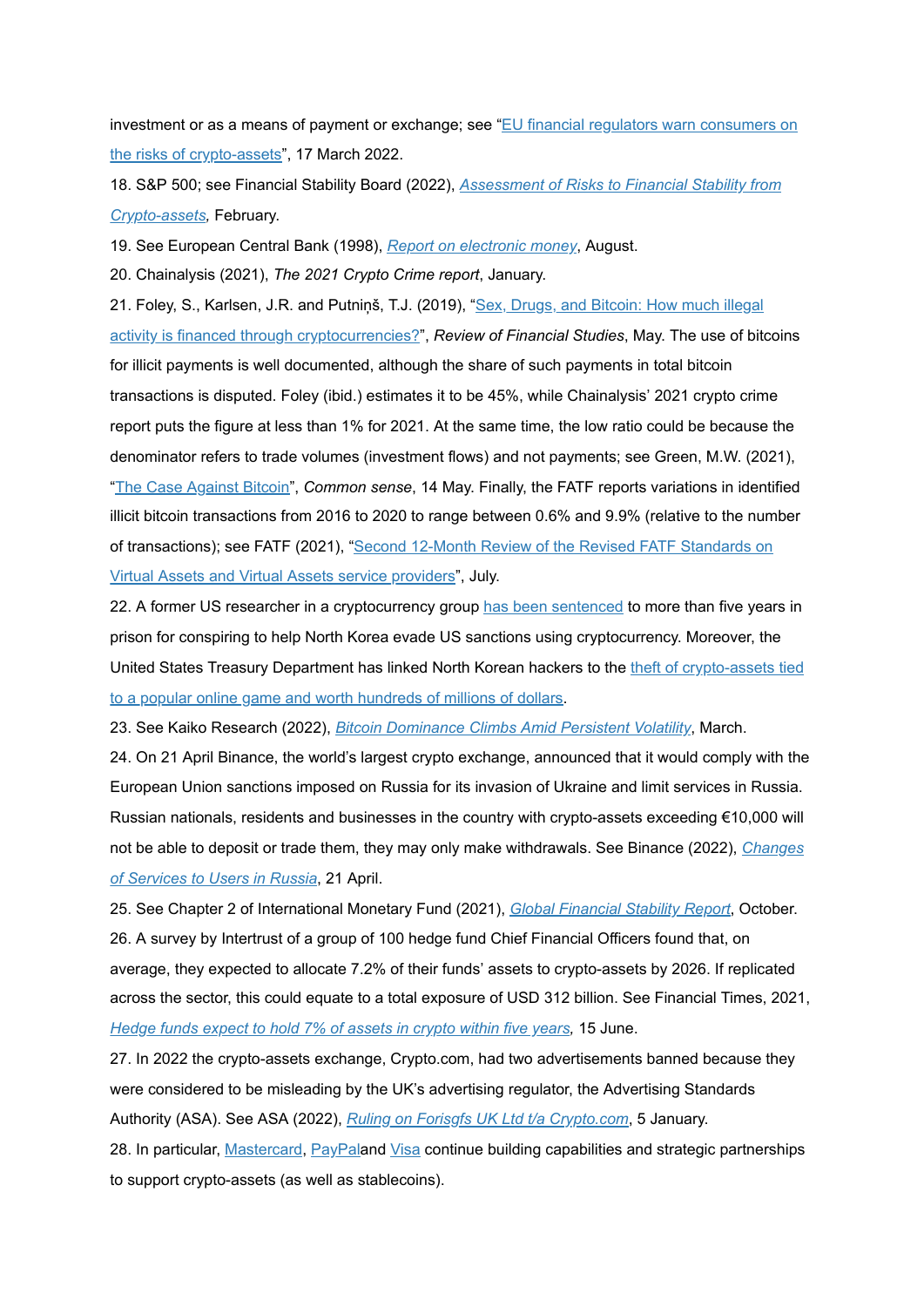investment or as a means of payment or exchange; see "EU financial regulators warn consumers on the risks of crypto-assets", 17 March 2022.

18. S&P 500; see Financial Stability Board (2022), *Assessment of Risks to Financial Stability from Crypto-assets*, February.

19. See European Central Bank (1998), *Report on electronic money*, August.

20. Chainalysis (2021), *The 2021 Crypto Crime report*, January.

21. Foley, S., Karlsen, J.R. and Putniņš, T.J. (2019), "Sex, Drugs, and Bitcoin: How much illegal activity is financed through cryptocurrencies?", *Review of Financial Studies*, May. The use of bitcoins for illicit payments is well documented, although the share of such payments in total bitcoin transactions is disputed. Foley (ibid.) estimates it to be 45%, while Chainalysis' 2021 crypto crime report puts the figure at less than 1% for 2021. At the same time, the low ratio could be because the denominator refers to trade volumes (investment flows) and not payments; see Green, M.W. (2021), "The Case Against Bitcoin", *Common sense*, 14 May. Finally, the FATF reports variations in identified illicit bitcoin transactions from 2016 to 2020 to range between 0.6% and 9.9% (relative to the number of transactions); see FATF (2021), "Second 12-Month Review of the Revised FATF Standards on Virtual Assets and Virtual Assets service providers", July.

22. A former US researcher in a cryptocurrency group has been sentenced to more than five years in prison for conspiring to help North Korea evade US sanctions using cryptocurrency. Moreover, the United States Treasury Department has linked North Korean hackers to the theft of crypto-assets tied to a popular online game and worth hundreds of millions of dollars.

23. See Kaiko Research (2022), *Bitcoin Dominance Climbs Amid Persistent Volatility*, March.

24. On 21 April Binance, the world's largest crypto exchange, announced that it would comply with the European Union sanctions imposed on Russia for its invasion of Ukraine and limit services in Russia. Russian nationals, residents and businesses in the country with crypto-assets exceeding €10,000 will not be able to deposit or trade them, they may only make withdrawals. See Binance (2022), *Changes of Services to Users in Russia*, 21 April.

25. See Chapter 2 of International Monetary Fund (2021), *Global Financial Stability Report*, October.

26. A survey by Intertrust of a group of 100 hedge fund Chief Financial Officers found that, on average, they expected to allocate 7.2% of their funds' assets to crypto-assets by 2026. If replicated across the sector, this could equate to a total exposure of USD 312 billion. See Financial Times, 2021, *Hedge funds expect to hold 7% of assets in crypto within five years*, 15 June.

27. In 2022 the crypto-assets exchange, Crypto.com, had two advertisements banned because they were considered to be misleading by the UK's advertising regulator, the Advertising Standards Authority (ASA). See ASA (2022), *Ruling on Forisgfs UK Ltd t/a Crypto.com*, 5 January.

28. In particular, Mastercard, PayPaland Visa continue building capabilities and strategic partnerships to support crypto-assets (as well as stablecoins).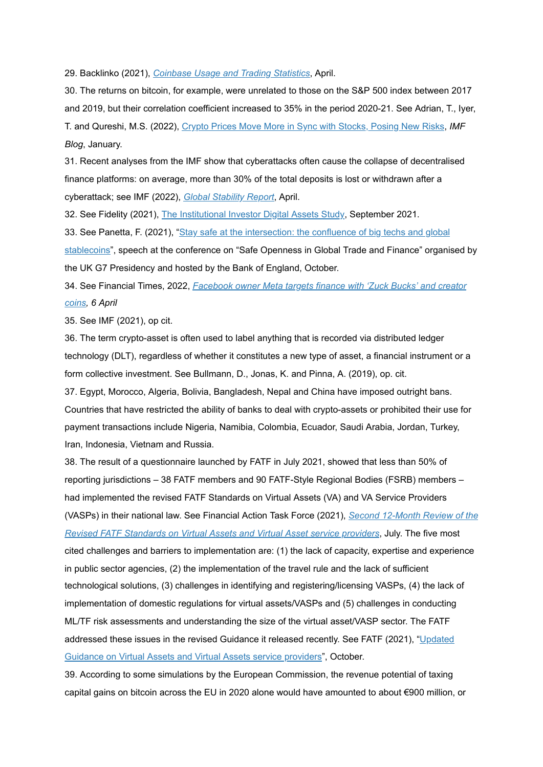29. Backlinko (2021), *[Coinbase Usage and Trading Statistics](#)*, April.

30. The returns on bitcoin, for example, were unrelated to those on the S&P 500 index between 2017 and 2019, but their correlation coefficient increased to 35% in the period 2020-21. See Adrian, T., Iyer, T. and Qureshi, M.S. (2022), [Crypto Prices Move More in Sync with Stocks, Posing New Risks](#), *IMF Blog*, January.

31. Recent analyses from the IMF show that cyberattacks often cause the collapse of decentralised finance platforms: on average, more than 30% of the total deposits is lost or withdrawn after a cyberattack; see IMF (2022), *[Global Stability Report](#)*, April.

32. See Fidelity (2021), [The Institutional Investor Digital Assets Study](#), September 2021.

33. See Panetta, F. (2021), "[Stay safe at the intersection: the confluence of big techs and global stablecoins](#)", speech at the conference on "Safe Openness in Global Trade and Finance" organised by the UK G7 Presidency and hosted by the Bank of England, October.

34. See Financial Times, 2022, *[Facebook owner Meta targets finance with 'Zuck Bucks' and creator coins](#), 6 April*

35. See IMF (2021), op cit.

36. The term crypto-asset is often used to label anything that is recorded via distributed ledger technology (DLT), regardless of whether it constitutes a new type of asset, a financial instrument or a form collective investment. See Bullmann, D., Jonas, K. and Pinna, A. (2019), op. cit.

37. Egypt, Morocco, Algeria, Bolivia, Bangladesh, Nepal and China have imposed outright bans. Countries that have restricted the ability of banks to deal with crypto-assets or prohibited their use for payment transactions include Nigeria, Namibia, Colombia, Ecuador, Saudi Arabia, Jordan, Turkey, Iran, Indonesia, Vietnam and Russia.

38. The result of a questionnaire launched by FATF in July 2021, showed that less than 50% of reporting jurisdictions – 38 FATF members and 90 FATF-Style Regional Bodies (FSRB) members – had implemented the revised FATF Standards on Virtual Assets (VA) and VA Service Providers (VASPs) in their national law. See Financial Action Task Force (2021), *[Second 12-Month Review of the Revised FATF Standards on Virtual Assets and Virtual Asset service providers](#)*, July. The five most cited challenges and barriers to implementation are: (1) the lack of capacity, expertise and experience in public sector agencies, (2) the implementation of the travel rule and the lack of sufficient technological solutions, (3) challenges in identifying and registering/licensing VASPs, (4) the lack of implementation of domestic regulations for virtual assets/VASPs and (5) challenges in conducting ML/TF risk assessments and understanding the size of the virtual asset/VASP sector. The FATF addressed these issues in the revised Guidance it released recently. See FATF (2021), "[Updated Guidance on Virtual Assets and Virtual Assets service providers](#)", October.

39. According to some simulations by the European Commission, the revenue potential of taxing capital gains on bitcoin across the EU in 2020 alone would have amounted to about €900 million, or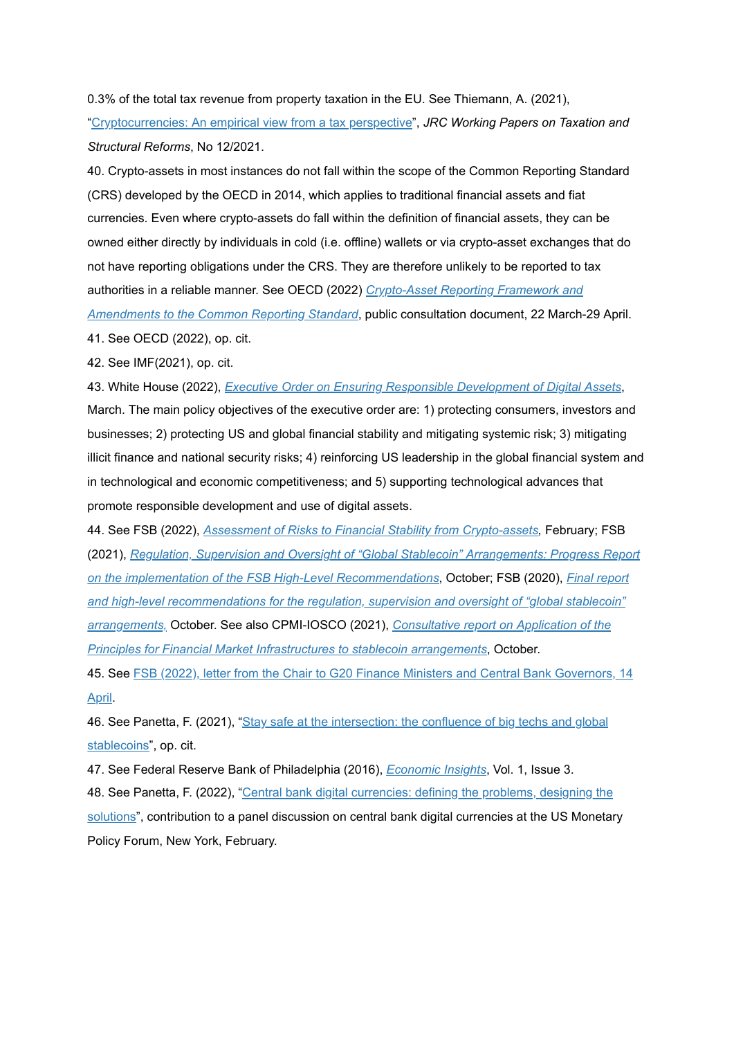0.3% of the total tax revenue from property taxation in the EU. See Thiemann, A. (2021), "Cryptocurrencies: An empirical view from a tax perspective", *JRC Working Papers on Taxation and Structural Reforms*, No 12/2021.

40. Crypto-assets in most instances do not fall within the scope of the Common Reporting Standard (CRS) developed by the OECD in 2014, which applies to traditional financial assets and fiat currencies. Even where crypto-assets do fall within the definition of financial assets, they can be owned either directly by individuals in cold (i.e. offline) wallets or via crypto-asset exchanges that do not have reporting obligations under the CRS. They are therefore unlikely to be reported to tax authorities in a reliable manner. See OECD (2022) *Crypto-Asset Reporting Framework and Amendments to the Common Reporting Standard*, public consultation document, 22 March-29 April.

41. See OECD (2022), op. cit.

42. See IMF(2021), op. cit.

43. White House (2022), *Executive Order on Ensuring Responsible Development of Digital Assets*, March. The main policy objectives of the executive order are: 1) protecting consumers, investors and businesses; 2) protecting US and global financial stability and mitigating systemic risk; 3) mitigating illicit finance and national security risks; 4) reinforcing US leadership in the global financial system and in technological and economic competitiveness; and 5) supporting technological advances that promote responsible development and use of digital assets.

44. See FSB (2022), *Assessment of Risks to Financial Stability from Crypto-assets,* February; FSB (2021), *Regulation, Supervision and Oversight of "Global Stablecoin" Arrangements: Progress Report on the implementation of the FSB High-Level Recommendations*, October; FSB (2020), *Final report and high-level recommendations for the regulation, supervision and oversight of "global stablecoin" arrangements,* October. See also CPMI-IOSCO (2021), *Consultative report on Application of the Principles for Financial Market Infrastructures to stablecoin arrangements*, October.

45. See FSB (2022), letter from the Chair to G20 Finance Ministers and Central Bank Governors, 14 April.

46. See Panetta, F. (2021), "Stay safe at the intersection: the confluence of big techs and global stablecoins", op. cit.

47. See Federal Reserve Bank of Philadelphia (2016), *Economic Insights*, Vol. 1, Issue 3.

48. See Panetta, F. (2022), "Central bank digital currencies: defining the problems, designing the solutions", contribution to a panel discussion on central bank digital currencies at the US Monetary Policy Forum, New York, February.